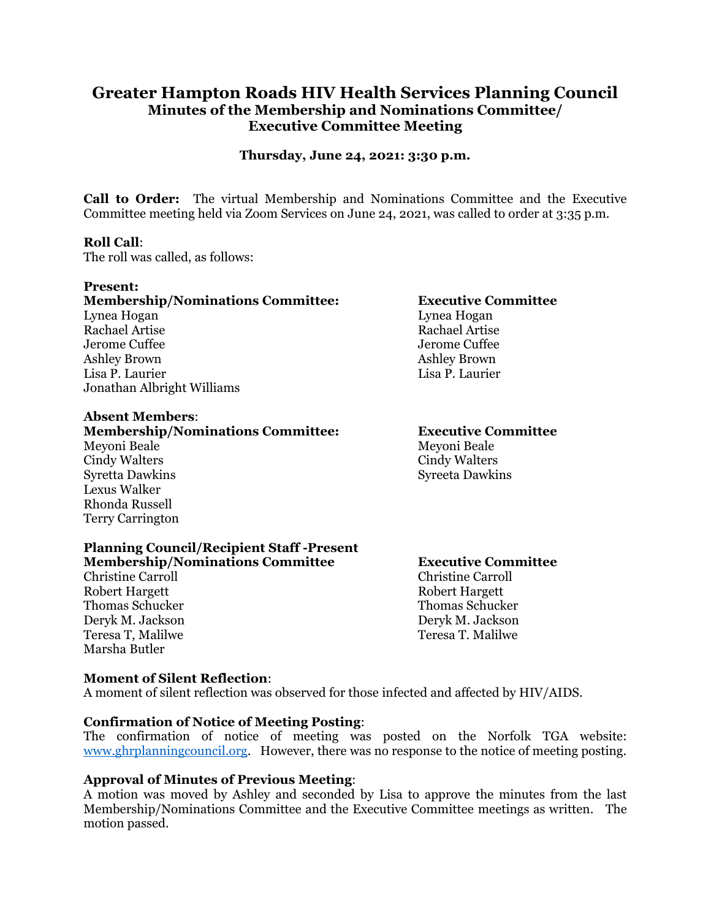# Greater Hampton Roads HIV Health Services Planning Council

## Minutes of the Membership and Nominations Committee/ Executive Committee Meeting

**Thursday, June 24, 2021: 3:30 p.m.**

**Call to Order:** The virtual Membership and Nominations Committee and the Executive Committee meeting held via Zoom Services on June 24, 2021, was called to order at 3:35 p.m.

**Roll Call**:
The roll was called, as follows:

**Present:**

| **Membership/Nominations Committee:** | **Executive Committee** |
|---|---|
| Lynea Hogan | Lynea Hogan |
| Rachael Artise | Rachael Artise |
| Jerome Cuffee | Jerome Cuffee |
| Ashley Brown | Ashley Brown |
| Lisa P. Laurier | Lisa P. Laurier |
| Jonathan Albright Williams | |

**Absent Members**:

| **Membership/Nominations Committee:** | **Executive Committee** |
|---|---|
| Meyoni Beale | Meyoni Beale |
| Cindy Walters | Cindy Walters |
| Syretta Dawkins | Syreeta Dawkins |
| Lexus Walker | |
| Rhonda Russell | |
| Terry Carrington | |

**Planning Council/Recipient Staff -Present**

| **Membership/Nominations Committee** | **Executive Committee** |
|---|---|
| Christine Carroll | Christine Carroll |
| Robert Hargett | Robert Hargett |
| Thomas Schucker | Thomas Schucker |
| Deryk M. Jackson | Deryk M. Jackson |
| Teresa T, Malilwe | Teresa T. Malilwe |
| Marsha Butler | |

**Moment of Silent Reflection**:
A moment of silent reflection was observed for those infected and affected by HIV/AIDS.

**Confirmation of Notice of Meeting Posting**:
The confirmation of notice of meeting was posted on the Norfolk TGA website: www.ghrplanningcouncil.org. However, there was no response to the notice of meeting posting.

**Approval of Minutes of Previous Meeting**:
A motion was moved by Ashley and seconded by Lisa to approve the minutes from the last Membership/Nominations Committee and the Executive Committee meetings as written. The motion passed.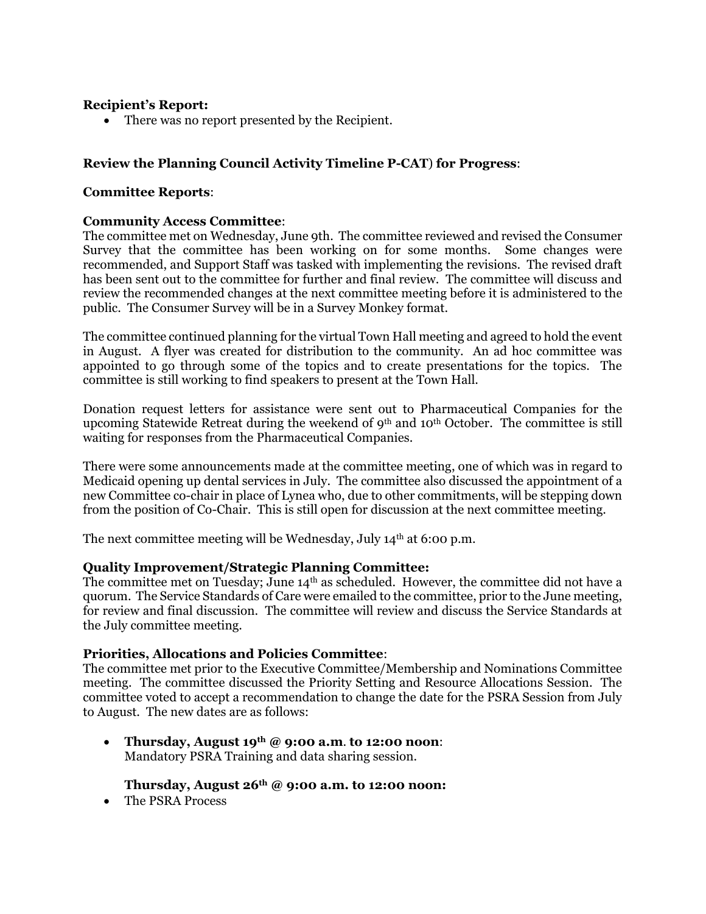**Recipient's Report:**

- There was no report presented by the Recipient.

**Review the Planning Council Activity Timeline P-CAT) for Progress**:

**Committee Reports**:

**Community Access Committee**:

The committee met on Wednesday, June 9th. The committee reviewed and revised the Consumer Survey that the committee has been working on for some months. Some changes were recommended, and Support Staff was tasked with implementing the revisions. The revised draft has been sent out to the committee for further and final review. The committee will discuss and review the recommended changes at the next committee meeting before it is administered to the public. The Consumer Survey will be in a Survey Monkey format.

The committee continued planning for the virtual Town Hall meeting and agreed to hold the event in August. A flyer was created for distribution to the community. An ad hoc committee was appointed to go through some of the topics and to create presentations for the topics. The committee is still working to find speakers to present at the Town Hall.

Donation request letters for assistance were sent out to Pharmaceutical Companies for the upcoming Statewide Retreat during the weekend of 9th and 10th October. The committee is still waiting for responses from the Pharmaceutical Companies.

There were some announcements made at the committee meeting, one of which was in regard to Medicaid opening up dental services in July. The committee also discussed the appointment of a new Committee co-chair in place of Lynea who, due to other commitments, will be stepping down from the position of Co-Chair. This is still open for discussion at the next committee meeting.

The next committee meeting will be Wednesday, July 14th at 6:00 p.m.

**Quality Improvement/Strategic Planning Committee:**

The committee met on Tuesday; June 14th as scheduled. However, the committee did not have a quorum. The Service Standards of Care were emailed to the committee, prior to the June meeting, for review and final discussion. The committee will review and discuss the Service Standards at the July committee meeting.

**Priorities, Allocations and Policies Committee**:

The committee met prior to the Executive Committee/Membership and Nominations Committee meeting. The committee discussed the Priority Setting and Resource Allocations Session. The committee voted to accept a recommendation to change the date for the PSRA Session from July to August. The new dates are as follows:

- **Thursday, August 19th @ 9:00 a.m. to 12:00 noon**:
  Mandatory PSRA Training and data sharing session.

  **Thursday, August 26th @ 9:00 a.m. to 12:00 noon:**
- The PSRA Process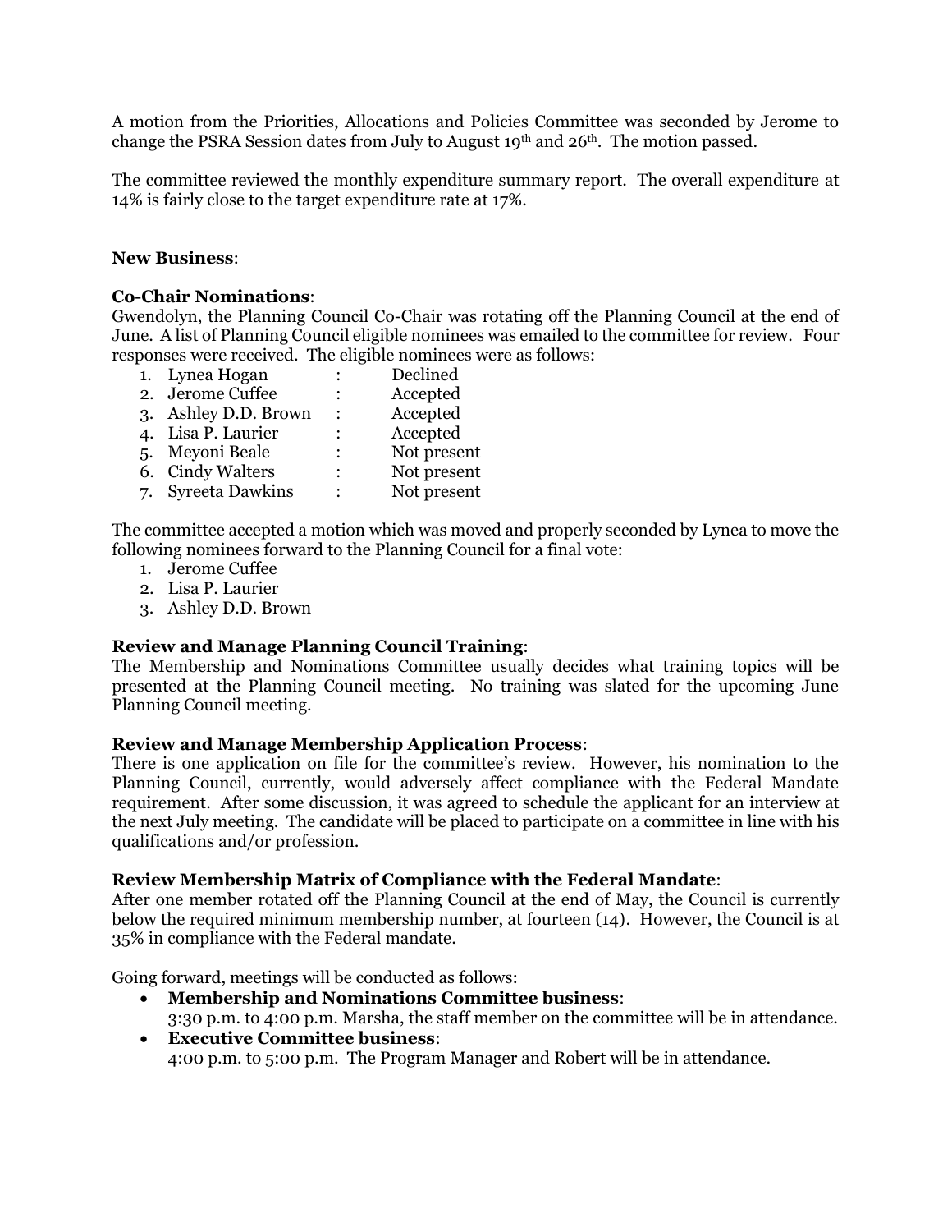A motion from the Priorities, Allocations and Policies Committee was seconded by Jerome to change the PSRA Session dates from July to August 19th and 26th. The motion passed.

The committee reviewed the monthly expenditure summary report. The overall expenditure at 14% is fairly close to the target expenditure rate at 17%.

**New Business**:

**Co-Chair Nominations**:

Gwendolyn, the Planning Council Co-Chair was rotating off the Planning Council at the end of June. A list of Planning Council eligible nominees was emailed to the committee for review. Four responses were received. The eligible nominees were as follows:

1. Lynea Hogan : Declined
2. Jerome Cuffee : Accepted
3. Ashley D.D. Brown : Accepted
4. Lisa P. Laurier : Accepted
5. Meyoni Beale : Not present
6. Cindy Walters : Not present
7. Syreeta Dawkins : Not present

The committee accepted a motion which was moved and properly seconded by Lynea to move the following nominees forward to the Planning Council for a final vote:

1. Jerome Cuffee
2. Lisa P. Laurier
3. Ashley D.D. Brown

**Review and Manage Planning Council Training**:

The Membership and Nominations Committee usually decides what training topics will be presented at the Planning Council meeting. No training was slated for the upcoming June Planning Council meeting.

**Review and Manage Membership Application Process**:

There is one application on file for the committee's review. However, his nomination to the Planning Council, currently, would adversely affect compliance with the Federal Mandate requirement. After some discussion, it was agreed to schedule the applicant for an interview at the next July meeting. The candidate will be placed to participate on a committee in line with his qualifications and/or profession.

**Review Membership Matrix of Compliance with the Federal Mandate**:

After one member rotated off the Planning Council at the end of May, the Council is currently below the required minimum membership number, at fourteen (14). However, the Council is at 35% in compliance with the Federal mandate.

Going forward, meetings will be conducted as follows:

- **Membership and Nominations Committee business**:
  3:30 p.m. to 4:00 p.m. Marsha, the staff member on the committee will be in attendance.
- **Executive Committee business**:
  4:00 p.m. to 5:00 p.m. The Program Manager and Robert will be in attendance.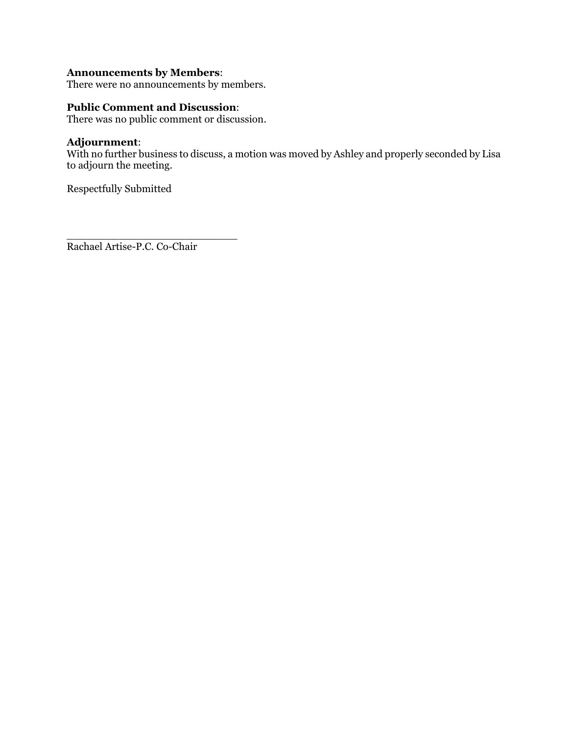**Announcements by Members**:
There were no announcements by members.

**Public Comment and Discussion**:
There was no public comment or discussion.

**Adjournment**:
With no further business to discuss, a motion was moved by Ashley and properly seconded by Lisa to adjourn the meeting.

Respectfully Submitted

___________________________
Rachael Artise-P.C. Co-Chair